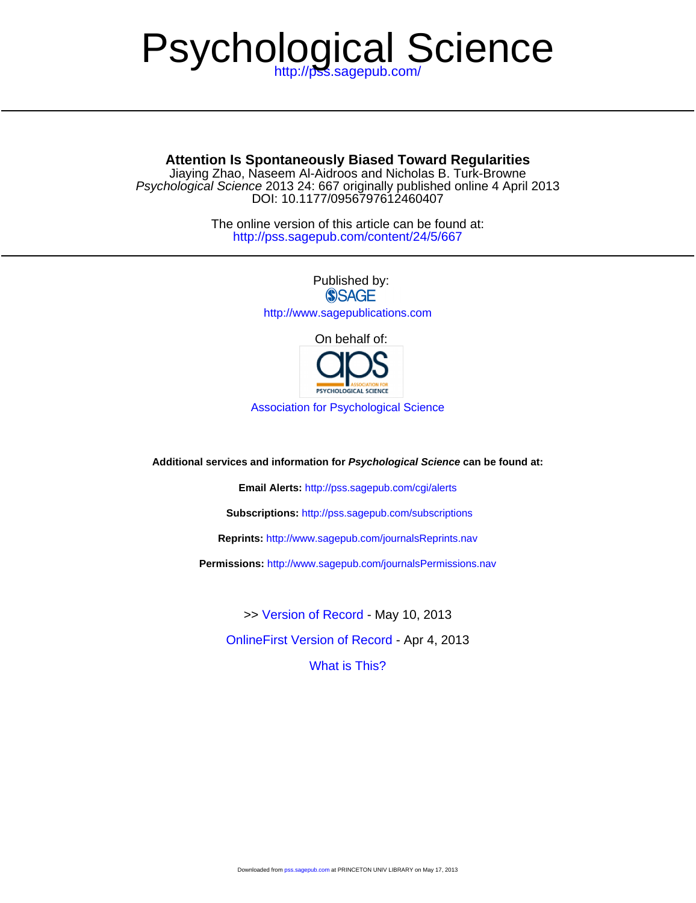# Psychological Science

http://pss.sagepub.com/

## Attention Is Spontaneously Biased Toward Regularities

Jiaying Zhao, Naseem Al-Aidroos and Nicholas B. Turk-Browne

*Psychological Science* 2013 24: 667 originally published online 4 April 2013

DOI: 10.1177/0956797612460407

The online version of this article can be found at:

http://pss.sagepub.com/content/24/5/667

Published by:

SAGE

http://www.sagepublications.com

On behalf of:

aps ASSOCIATION FOR PSYCHOLOGICAL SCIENCE

Association for Psychological Science

**Additional services and information for *Psychological Science* can be found at:**

**Email Alerts:** http://pss.sagepub.com/cgi/alerts

**Subscriptions:** http://pss.sagepub.com/subscriptions

**Reprints:** http://www.sagepub.com/journalsReprints.nav

**Permissions:** http://www.sagepub.com/journalsPermissions.nav

>> Version of Record - May 10, 2013

OnlineFirst Version of Record - Apr 4, 2013

What is This?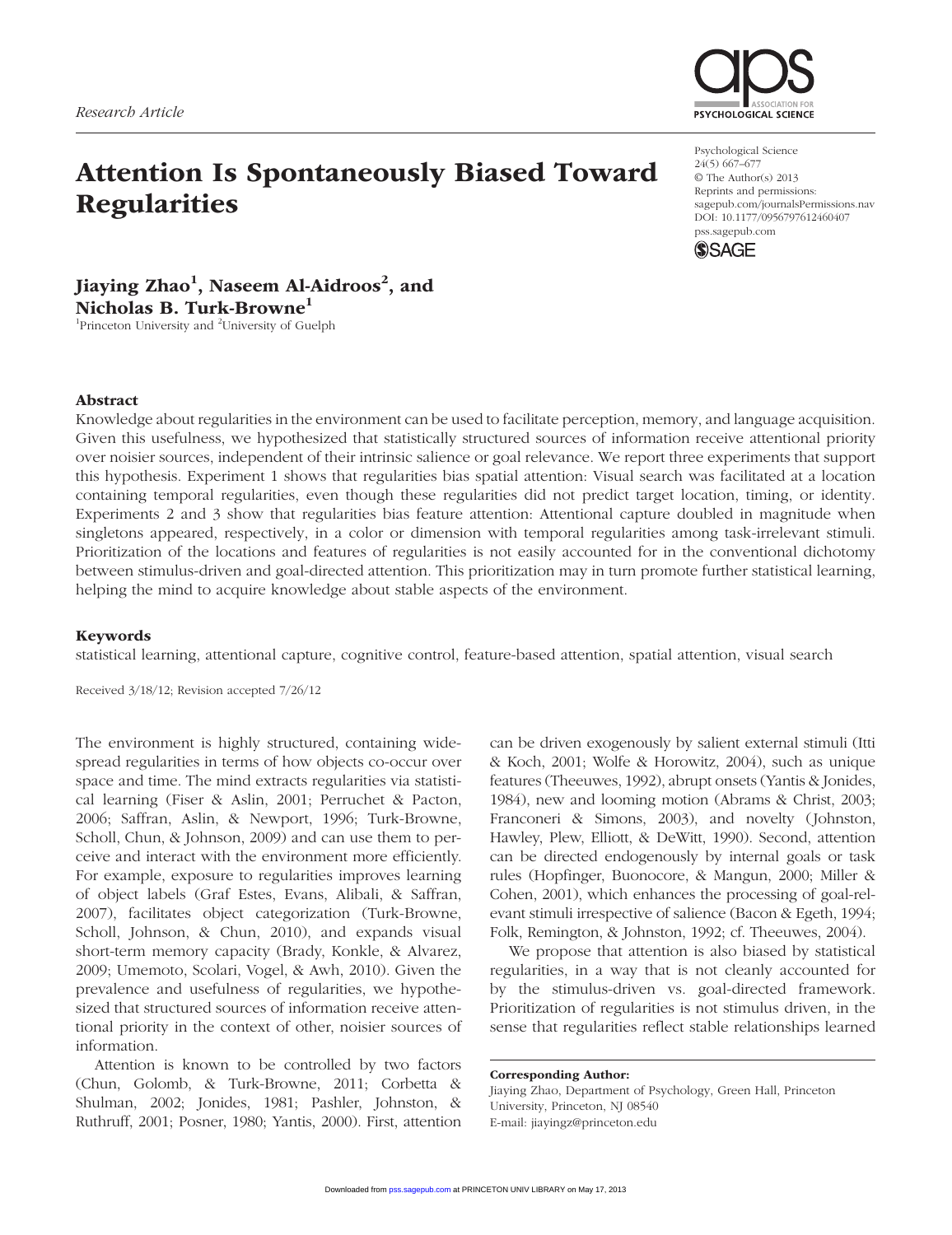Research Article

# Attention Is Spontaneously Biased Toward Regularities

Psychological Science
24(5) 667–677
© The Author(s) 2013
Reprints and permissions: sagepub.com/journalsPermissions.nav
DOI: 10.1177/0956797612460407
pss.sagepub.com

**Jiaying Zhao[1], Naseem Al-Aidroos[2], and Nicholas B. Turk-Browne[1]**
[1]Princeton University and [2]University of Guelph

## Abstract

Knowledge about regularities in the environment can be used to facilitate perception, memory, and language acquisition. Given this usefulness, we hypothesized that statistically structured sources of information receive attentional priority over noisier sources, independent of their intrinsic salience or goal relevance. We report three experiments that support this hypothesis. Experiment 1 shows that regularities bias spatial attention: Visual search was facilitated at a location containing temporal regularities, even though these regularities did not predict target location, timing, or identity. Experiments 2 and 3 show that regularities bias feature attention: Attentional capture doubled in magnitude when singletons appeared, respectively, in a color or dimension with temporal regularities among task-irrelevant stimuli. Prioritization of the locations and features of regularities is not easily accounted for in the conventional dichotomy between stimulus-driven and goal-directed attention. This prioritization may in turn promote further statistical learning, helping the mind to acquire knowledge about stable aspects of the environment.

### Keywords

statistical learning, attentional capture, cognitive control, feature-based attention, spatial attention, visual search

Received 3/18/12; Revision accepted 7/26/12

The environment is highly structured, containing widespread regularities in terms of how objects co-occur over space and time. The mind extracts regularities via statistical learning (Fiser & Aslin, 2001; Perruchet & Pacton, 2006; Saffran, Aslin, & Newport, 1996; Turk-Browne, Scholl, Chun, & Johnson, 2009) and can use them to perceive and interact with the environment more efficiently. For example, exposure to regularities improves learning of object labels (Graf Estes, Evans, Alibali, & Saffran, 2007), facilitates object categorization (Turk-Browne, Scholl, Johnson, & Chun, 2010), and expands visual short-term memory capacity (Brady, Konkle, & Alvarez, 2009; Umemoto, Scolari, Vogel, & Awh, 2010). Given the prevalence and usefulness of regularities, we hypothesized that structured sources of information receive attentional priority in the context of other, noisier sources of information.

Attention is known to be controlled by two factors (Chun, Golomb, & Turk-Browne, 2011; Corbetta & Shulman, 2002; Jonides, 1981; Pashler, Johnston, & Ruthruff, 2001; Posner, 1980; Yantis, 2000). First, attention can be driven exogenously by salient external stimuli (Itti & Koch, 2001; Wolfe & Horowitz, 2004), such as unique features (Theeuwes, 1992), abrupt onsets (Yantis & Jonides, 1984), new and looming motion (Abrams & Christ, 2003; Franconeri & Simons, 2003), and novelty (Johnston, Hawley, Plew, Elliott, & DeWitt, 1990). Second, attention can be directed endogenously by internal goals or task rules (Hopfinger, Buonocore, & Mangun, 2000; Miller & Cohen, 2001), which enhances the processing of goal-relevant stimuli irrespective of salience (Bacon & Egeth, 1994; Folk, Remington, & Johnston, 1992; cf. Theeuwes, 2004).

We propose that attention is also biased by statistical regularities, in a way that is not cleanly accounted for by the stimulus-driven vs. goal-directed framework. Prioritization of regularities is not stimulus driven, in the sense that regularities reflect stable relationships learned

**Corresponding Author:**
Jiaying Zhao, Department of Psychology, Green Hall, Princeton University, Princeton, NJ 08540
E-mail: jiayingz@princeton.edu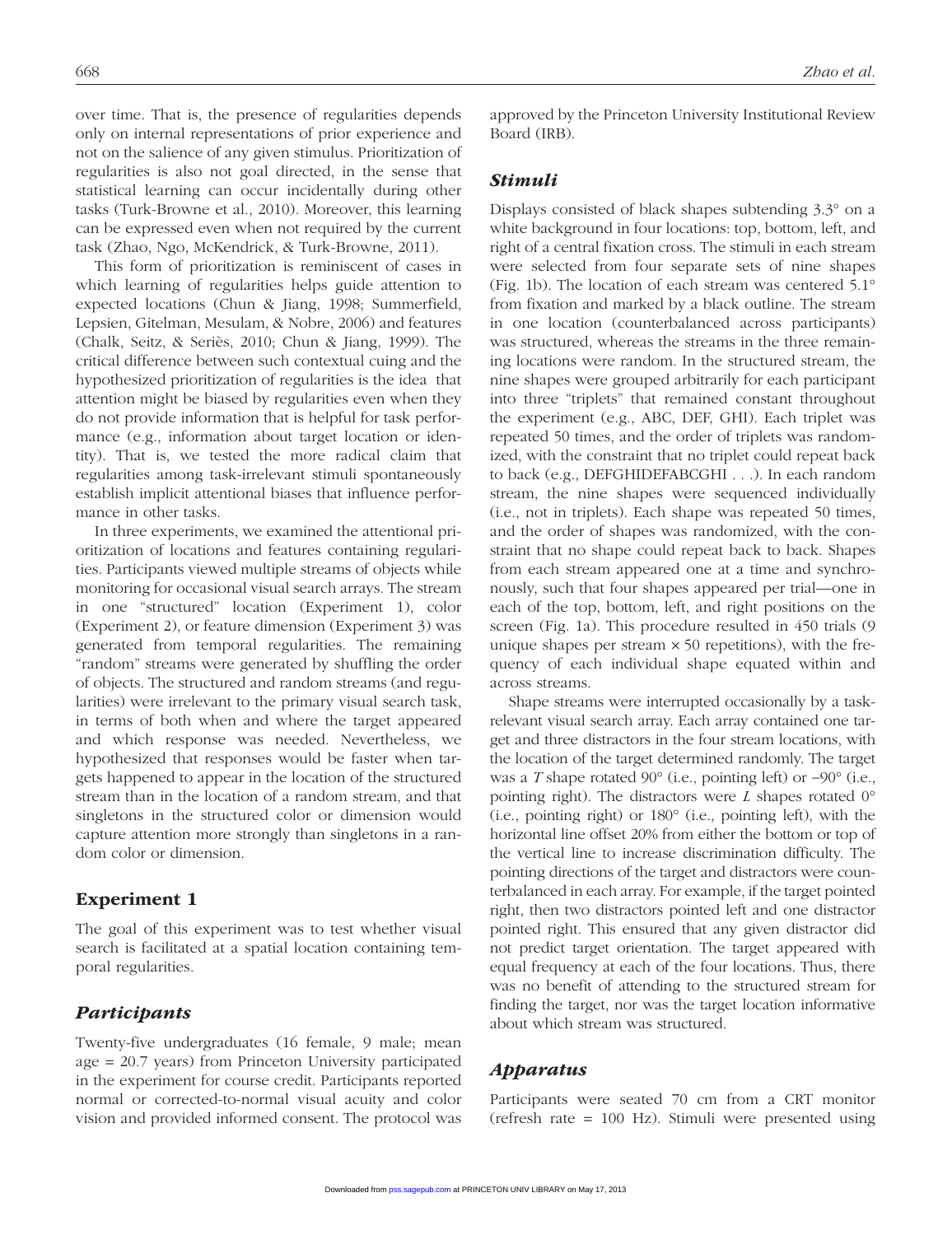over time. That is, the presence of regularities depends only on internal representations of prior experience and not on the salience of any given stimulus. Prioritization of regularities is also not goal directed, in the sense that statistical learning can occur incidentally during other tasks (Turk-Browne et al., 2010). Moreover, this learning can be expressed even when not required by the current task (Zhao, Ngo, McKendrick, & Turk-Browne, 2011).

This form of prioritization is reminiscent of cases in which learning of regularities helps guide attention to expected locations (Chun & Jiang, 1998; Summerfield, Lepsien, Gitelman, Mesulam, & Nobre, 2006) and features (Chalk, Seitz, & Seriès, 2010; Chun & Jiang, 1999). The critical difference between such contextual cuing and the hypothesized prioritization of regularities is the idea that attention might be biased by regularities even when they do not provide information that is helpful for task performance (e.g., information about target location or identity). That is, we tested the more radical claim that regularities among task-irrelevant stimuli spontaneously establish implicit attentional biases that influence performance in other tasks.

In three experiments, we examined the attentional prioritization of locations and features containing regularities. Participants viewed multiple streams of objects while monitoring for occasional visual search arrays. The stream in one "structured" location (Experiment 1), color (Experiment 2), or feature dimension (Experiment 3) was generated from temporal regularities. The remaining "random" streams were generated by shuffling the order of objects. The structured and random streams (and regularities) were irrelevant to the primary visual search task, in terms of both when and where the target appeared and which response was needed. Nevertheless, we hypothesized that responses would be faster when targets happened to appear in the location of the structured stream than in the location of a random stream, and that singletons in the structured color or dimension would capture attention more strongly than singletons in a random color or dimension.

## Experiment 1

The goal of this experiment was to test whether visual search is facilitated at a spatial location containing temporal regularities.

### *Participants*

Twenty-five undergraduates (16 female, 9 male; mean age = 20.7 years) from Princeton University participated in the experiment for course credit. Participants reported normal or corrected-to-normal visual acuity and color vision and provided informed consent. The protocol was approved by the Princeton University Institutional Review Board (IRB).

### *Stimuli*

Displays consisted of black shapes subtending 3.3° on a white background in four locations: top, bottom, left, and right of a central fixation cross. The stimuli in each stream were selected from four separate sets of nine shapes (Fig. 1b). The location of each stream was centered 5.1° from fixation and marked by a black outline. The stream in one location (counterbalanced across participants) was structured, whereas the streams in the three remaining locations were random. In the structured stream, the nine shapes were grouped arbitrarily for each participant into three "triplets" that remained constant throughout the experiment (e.g., ABC, DEF, GHI). Each triplet was repeated 50 times, and the order of triplets was randomized, with the constraint that no triplet could repeat back to back (e.g., DEFGHIDEFABCGHI . . .). In each random stream, the nine shapes were sequenced individually (i.e., not in triplets). Each shape was repeated 50 times, and the order of shapes was randomized, with the constraint that no shape could repeat back to back. Shapes from each stream appeared one at a time and synchronously, such that four shapes appeared per trial—one in each of the top, bottom, left, and right positions on the screen (Fig. 1a). This procedure resulted in 450 trials (9 unique shapes per stream × 50 repetitions), with the frequency of each individual shape equated within and across streams.

Shape streams were interrupted occasionally by a task-relevant visual search array. Each array contained one target and three distractors in the four stream locations, with the location of the target determined randomly. The target was a *T* shape rotated 90° (i.e., pointing left) or −90° (i.e., pointing right). The distractors were *L* shapes rotated 0° (i.e., pointing right) or 180° (i.e., pointing left), with the horizontal line offset 20% from either the bottom or top of the vertical line to increase discrimination difficulty. The pointing directions of the target and distractors were counterbalanced in each array. For example, if the target pointed right, then two distractors pointed left and one distractor pointed right. This ensured that any given distractor did not predict target orientation. The target appeared with equal frequency at each of the four locations. Thus, there was no benefit of attending to the structured stream for finding the target, nor was the target location informative about which stream was structured.

### *Apparatus*

Participants were seated 70 cm from a CRT monitor (refresh rate = 100 Hz). Stimuli were presented using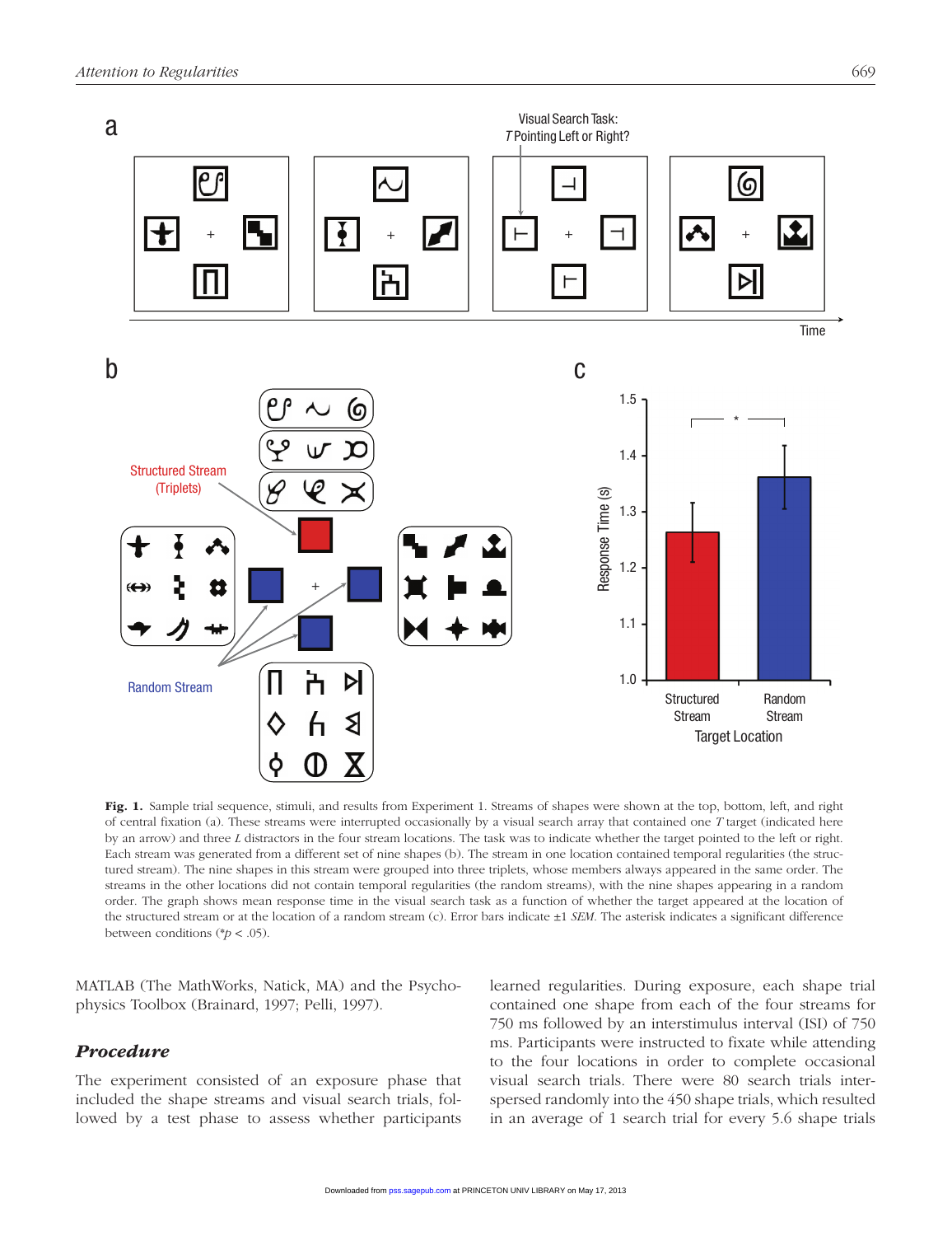**Fig. 1.** Sample trial sequence, stimuli, and results from Experiment 1. Streams of shapes were shown at the top, bottom, left, and right of central fixation (a). These streams were interrupted occasionally by a visual search array that contained one *T* target (indicated here by an arrow) and three *L* distractors in the four stream locations. The task was to indicate whether the target pointed to the left or right. Each stream was generated from a different set of nine shapes (b). The stream in one location contained temporal regularities (the structured stream). The nine shapes in this stream were grouped into three triplets, whose members always appeared in the same order. The streams in the other locations did not contain temporal regularities (the random streams), with the nine shapes appearing in a random order. The graph shows mean response time in the visual search task as a function of whether the target appeared at the location of the structured stream or at the location of a random stream (c). Error bars indicate ±1 *SEM*. The asterisk indicates a significant difference between conditions (* $p < .05$).

MATLAB (The MathWorks, Natick, MA) and the Psychophysics Toolbox (Brainard, 1997; Pelli, 1997).

## Procedure

The experiment consisted of an exposure phase that included the shape streams and visual search trials, followed by a test phase to assess whether participants learned regularities. During exposure, each shape trial contained one shape from each of the four streams for 750 ms followed by an interstimulus interval (ISI) of 750 ms. Participants were instructed to fixate while attending to the four locations in order to complete occasional visual search trials. There were 80 search trials interspersed randomly into the 450 shape trials, which resulted in an average of 1 search trial for every 5.6 shape trials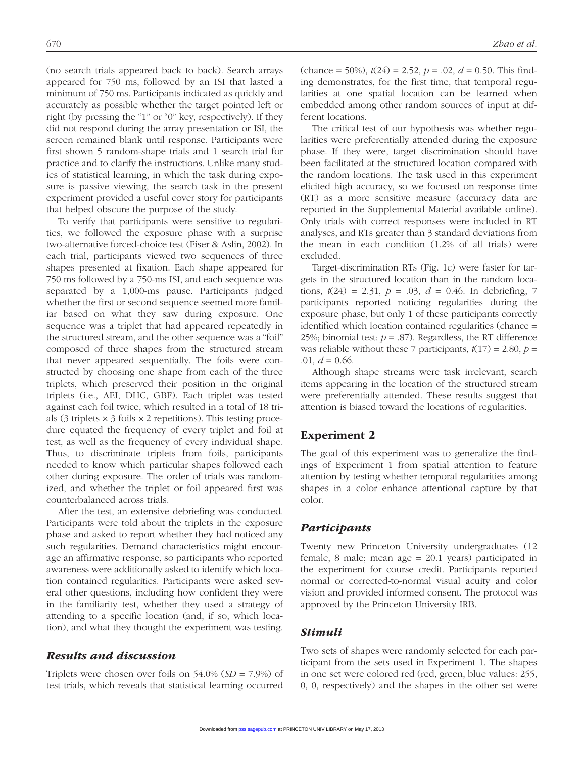(no search trials appeared back to back). Search arrays appeared for 750 ms, followed by an ISI that lasted a minimum of 750 ms. Participants indicated as quickly and accurately as possible whether the target pointed left or right (by pressing the "1" or "0" key, respectively). If they did not respond during the array presentation or ISI, the screen remained blank until response. Participants were first shown 5 random-shape trials and 1 search trial for practice and to clarify the instructions. Unlike many studies of statistical learning, in which the task during exposure is passive viewing, the search task in the present experiment provided a useful cover story for participants that helped obscure the purpose of the study.

To verify that participants were sensitive to regularities, we followed the exposure phase with a surprise two-alternative forced-choice test (Fiser & Aslin, 2002). In each trial, participants viewed two sequences of three shapes presented at fixation. Each shape appeared for 750 ms followed by a 750-ms ISI, and each sequence was separated by a 1,000-ms pause. Participants judged whether the first or second sequence seemed more familiar based on what they saw during exposure. One sequence was a triplet that had appeared repeatedly in the structured stream, and the other sequence was a "foil" composed of three shapes from the structured stream that never appeared sequentially. The foils were constructed by choosing one shape from each of the three triplets, which preserved their position in the original triplets (i.e., AEI, DHC, GBF). Each triplet was tested against each foil twice, which resulted in a total of 18 trials (3 triplets × 3 foils × 2 repetitions). This testing procedure equated the frequency of every triplet and foil at test, as well as the frequency of every individual shape. Thus, to discriminate triplets from foils, participants needed to know which particular shapes followed each other during exposure. The order of trials was randomized, and whether the triplet or foil appeared first was counterbalanced across trials.

After the test, an extensive debriefing was conducted. Participants were told about the triplets in the exposure phase and asked to report whether they had noticed any such regularities. Demand characteristics might encourage an affirmative response, so participants who reported awareness were additionally asked to identify which location contained regularities. Participants were asked several other questions, including how confident they were in the familiarity test, whether they used a strategy of attending to a specific location (and, if so, which location), and what they thought the experiment was testing.

### *Results and discussion*

Triplets were chosen over foils on 54.0% ($SD$ = 7.9%) of test trials, which reveals that statistical learning occurred (chance = 50%), $t(24) = 2.52$, $p = .02$, $d = 0.50$. This finding demonstrates, for the first time, that temporal regularities at one spatial location can be learned when embedded among other random sources of input at different locations.

The critical test of our hypothesis was whether regularities were preferentially attended during the exposure phase. If they were, target discrimination should have been facilitated at the structured location compared with the random locations. The task used in this experiment elicited high accuracy, so we focused on response time (RT) as a more sensitive measure (accuracy data are reported in the Supplemental Material available online). Only trials with correct responses were included in RT analyses, and RTs greater than 3 standard deviations from the mean in each condition (1.2% of all trials) were excluded.

Target-discrimination RTs (Fig. 1c) were faster for targets in the structured location than in the random locations, $t(24) = 2.31$, $p = .03$, $d = 0.46$. In debriefing, 7 participants reported noticing regularities during the exposure phase, but only 1 of these participants correctly identified which location contained regularities (chance = 25%; binomial test: $p = .87$). Regardless, the RT difference was reliable without these 7 participants, $t(17) = 2.80$, $p = .01$, $d = 0.66$.

Although shape streams were task irrelevant, search items appearing in the location of the structured stream were preferentially attended. These results suggest that attention is biased toward the locations of regularities.

## Experiment 2

The goal of this experiment was to generalize the findings of Experiment 1 from spatial attention to feature attention by testing whether temporal regularities among shapes in a color enhance attentional capture by that color.

### *Participants*

Twenty new Princeton University undergraduates (12 female, 8 male; mean age = 20.1 years) participated in the experiment for course credit. Participants reported normal or corrected-to-normal visual acuity and color vision and provided informed consent. The protocol was approved by the Princeton University IRB.

### *Stimuli*

Two sets of shapes were randomly selected for each participant from the sets used in Experiment 1. The shapes in one set were colored red (red, green, blue values: 255, 0, 0, respectively) and the shapes in the other set were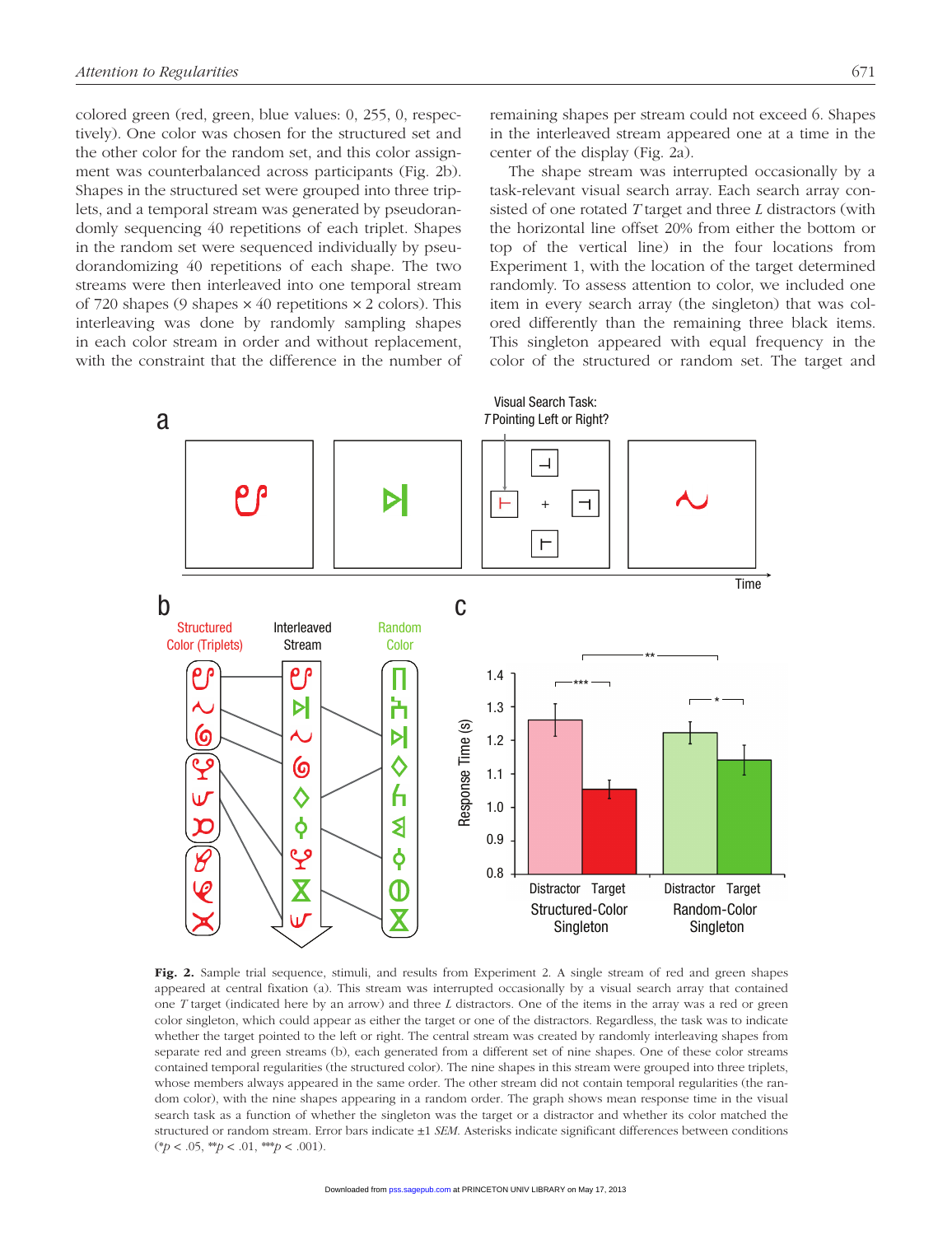colored green (red, green, blue values: 0, 255, 0, respectively). One color was chosen for the structured set and the other color for the random set, and this color assignment was counterbalanced across participants (Fig. 2b). Shapes in the structured set were grouped into three triplets, and a temporal stream was generated by pseudorandomly sequencing 40 repetitions of each triplet. Shapes in the random set were sequenced individually by pseudorandomizing 40 repetitions of each shape. The two streams were then interleaved into one temporal stream of 720 shapes (9 shapes × 40 repetitions × 2 colors). This interleaving was done by randomly sampling shapes in each color stream in order and without replacement, with the constraint that the difference in the number of remaining shapes per stream could not exceed 6. Shapes in the interleaved stream appeared one at a time in the center of the display (Fig. 2a).

The shape stream was interrupted occasionally by a task-relevant visual search array. Each search array consisted of one rotated *T* target and three *L* distractors (with the horizontal line offset 20% from either the bottom or top of the vertical line) in the four locations from Experiment 1, with the location of the target determined randomly. To assess attention to color, we included one item in every search array (the singleton) that was colored differently than the remaining three black items. This singleton appeared with equal frequency in the color of the structured or random set. The target and

**Fig. 2.** Sample trial sequence, stimuli, and results from Experiment 2. A single stream of red and green shapes appeared at central fixation (a). This stream was interrupted occasionally by a visual search array that contained one *T* target (indicated here by an arrow) and three *L* distractors. One of the items in the array was a red or green color singleton, which could appear as either the target or one of the distractors. Regardless, the task was to indicate whether the target pointed to the left or right. The central stream was created by randomly interleaving shapes from separate red and green streams (b), each generated from a different set of nine shapes. One of these color streams contained temporal regularities (the structured color). The nine shapes in this stream were grouped into three triplets, whose members always appeared in the same order. The other stream did not contain temporal regularities (the random color), with the nine shapes appearing in a random order. The graph shows mean response time in the visual search task as a function of whether the singleton was the target or a distractor and whether its color matched the structured or random stream. Error bars indicate ±1 *SEM*. Asterisks indicate significant differences between conditions (\*$p < .05$, \*\*$p < .01$, \*\*\*$p < .001$).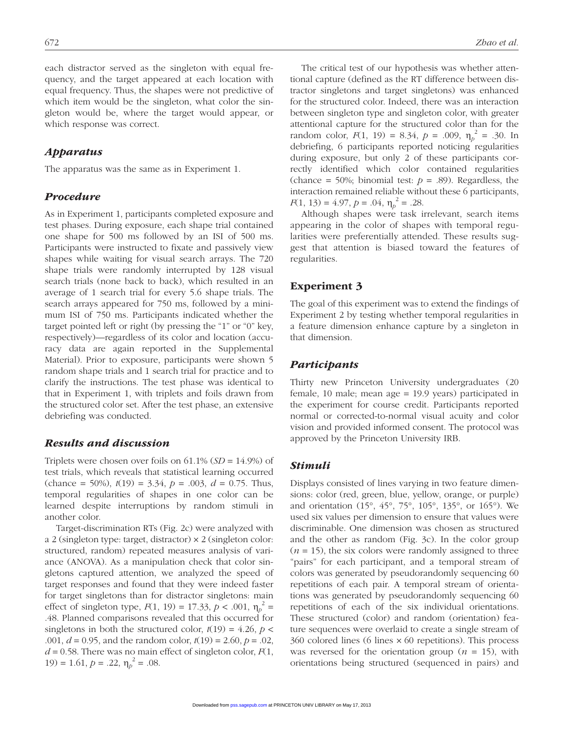each distractor served as the singleton with equal frequency, and the target appeared at each location with equal frequency. Thus, the shapes were not predictive of which item would be the singleton, what color the singleton would be, where the target would appear, or which response was correct.

### *Apparatus*

The apparatus was the same as in Experiment 1.

### *Procedure*

As in Experiment 1, participants completed exposure and test phases. During exposure, each shape trial contained one shape for 500 ms followed by an ISI of 500 ms. Participants were instructed to fixate and passively view shapes while waiting for visual search arrays. The 720 shape trials were randomly interrupted by 128 visual search trials (none back to back), which resulted in an average of 1 search trial for every 5.6 shape trials. The search arrays appeared for 750 ms, followed by a minimum ISI of 750 ms. Participants indicated whether the target pointed left or right (by pressing the "1" or "0" key, respectively)—regardless of its color and location (accuracy data are again reported in the Supplemental Material). Prior to exposure, participants were shown 5 random shape trials and 1 search trial for practice and to clarify the instructions. The test phase was identical to that in Experiment 1, with triplets and foils drawn from the structured color set. After the test phase, an extensive debriefing was conducted.

### *Results and discussion*

Triplets were chosen over foils on 61.1% ($SD$ = 14.9%) of test trials, which reveals that statistical learning occurred (chance = 50%), $t(19) = 3.34$, $p = .003$, $d = 0.75$. Thus, temporal regularities of shapes in one color can be learned despite interruptions by random stimuli in another color.

Target-discrimination RTs (Fig. 2c) were analyzed with a 2 (singleton type: target, distractor) × 2 (singleton color: structured, random) repeated measures analysis of variance (ANOVA). As a manipulation check that color singletons captured attention, we analyzed the speed of target responses and found that they were indeed faster for target singletons than for distractor singletons: main effect of singleton type, $F(1, 19) = 17.33$, $p < .001$, $\eta_p^2 = .48$. Planned comparisons revealed that this occurred for singletons in both the structured color, $t(19) = 4.26$, $p < .001$, $d = 0.95$, and the random color, $t(19) = 2.60$, $p = .02$, $d = 0.58$. There was no main effect of singleton color, $F(1, 19) = 1.61$, $p = .22$, $\eta_p^2 = .08$.

The critical test of our hypothesis was whether attentional capture (defined as the RT difference between distractor singletons and target singletons) was enhanced for the structured color. Indeed, there was an interaction between singleton type and singleton color, with greater attentional capture for the structured color than for the random color, $F(1, 19) = 8.34$, $p = .009$, $\eta_p^2 = .30$. In debriefing, 6 participants reported noticing regularities during exposure, but only 2 of these participants correctly identified which color contained regularities (chance = 50%; binomial test: $p = .89$). Regardless, the interaction remained reliable without these 6 participants, $F(1, 13) = 4.97$, $p = .04$, $\eta_p^2 = .28$.

Although shapes were task irrelevant, search items appearing in the color of shapes with temporal regularities were preferentially attended. These results suggest that attention is biased toward the features of regularities.

## Experiment 3

The goal of this experiment was to extend the findings of Experiment 2 by testing whether temporal regularities in a feature dimension enhance capture by a singleton in that dimension.

### *Participants*

Thirty new Princeton University undergraduates (20 female, 10 male; mean age = 19.9 years) participated in the experiment for course credit. Participants reported normal or corrected-to-normal visual acuity and color vision and provided informed consent. The protocol was approved by the Princeton University IRB.

### *Stimuli*

Displays consisted of lines varying in two feature dimensions: color (red, green, blue, yellow, orange, or purple) and orientation (15°, 45°, 75°, 105°, 135°, or 165°). We used six values per dimension to ensure that values were discriminable. One dimension was chosen as structured and the other as random (Fig. 3c). In the color group ($n$ = 15), the six colors were randomly assigned to three "pairs" for each participant, and a temporal stream of colors was generated by pseudorandomly sequencing 60 repetitions of each pair. A temporal stream of orientations was generated by pseudorandomly sequencing 60 repetitions of each of the six individual orientations. These structured (color) and random (orientation) feature sequences were overlaid to create a single stream of 360 colored lines (6 lines × 60 repetitions). This process was reversed for the orientation group ($n$ = 15), with orientations being structured (sequenced in pairs) and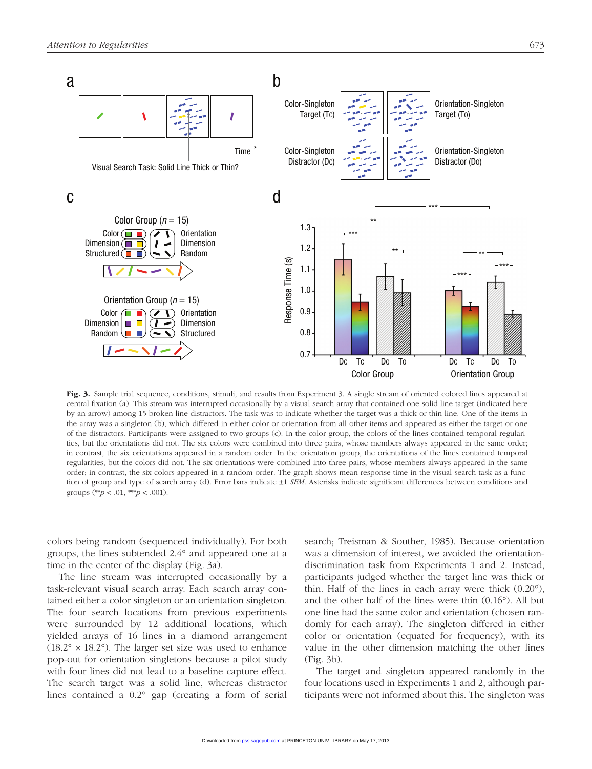**Fig. 3.** Sample trial sequence, conditions, stimuli, and results from Experiment 3. A single stream of oriented colored lines appeared at central fixation (a). This stream was interrupted occasionally by a visual search array that contained one solid-line target (indicated here by an arrow) among 15 broken-line distractors. The task was to indicate whether the target was a thick or thin line. One of the items in the array was a singleton (b), which differed in either color or orientation from all other items and appeared as either the target or one of the distractors. Participants were assigned to two groups (c). In the color group, the colors of the lines contained temporal regularities, but the orientations did not. The six colors were combined into three pairs, whose members always appeared in the same order; in contrast, the six orientations appeared in a random order. In the orientation group, the orientations of the lines contained temporal regularities, but the colors did not. The six orientations were combined into three pairs, whose members always appeared in the same order; in contrast, the six colors appeared in a random order. The graph shows mean response time in the visual search task as a function of group and type of search array (d). Error bars indicate ±1 *SEM*. Asterisks indicate significant differences between conditions and groups (**$p < .01$, ***$p < .001$).

colors being random (sequenced individually). For both groups, the lines subtended 2.4° and appeared one at a time in the center of the display (Fig. 3a).

The line stream was interrupted occasionally by a task-relevant visual search array. Each search array contained either a color singleton or an orientation singleton. The four search locations from previous experiments were surrounded by 12 additional locations, which yielded arrays of 16 lines in a diamond arrangement (18.2° × 18.2°). The larger set size was used to enhance pop-out for orientation singletons because a pilot study with four lines did not lead to a baseline capture effect. The search target was a solid line, whereas distractor lines contained a 0.2° gap (creating a form of serial search; Treisman & Souther, 1985). Because orientation was a dimension of interest, we avoided the orientation-discrimination task from Experiments 1 and 2. Instead, participants judged whether the target line was thick or thin. Half of the lines in each array were thick (0.20°), and the other half of the lines were thin (0.16°). All but one line had the same color and orientation (chosen randomly for each array). The singleton differed in either color or orientation (equated for frequency), with its value in the other dimension matching the other lines (Fig. 3b).

The target and singleton appeared randomly in the four locations used in Experiments 1 and 2, although participants were not informed about this. The singleton was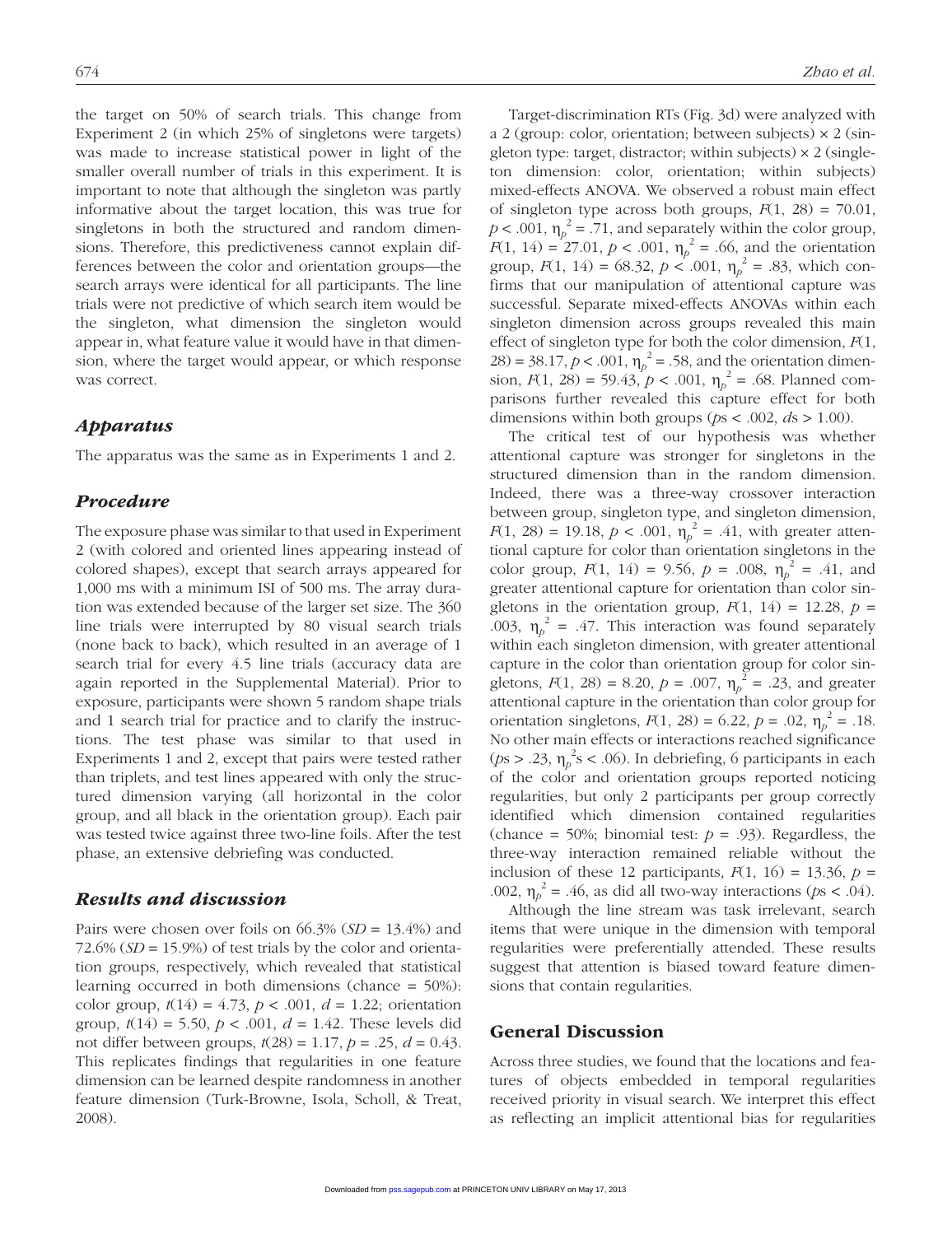the target on 50% of search trials. This change from Experiment 2 (in which 25% of singletons were targets) was made to increase statistical power in light of the smaller overall number of trials in this experiment. It is important to note that although the singleton was partly informative about the target location, this was true for singletons in both the structured and random dimensions. Therefore, this predictiveness cannot explain differences between the color and orientation groups—the search arrays were identical for all participants. The line trials were not predictive of which search item would be the singleton, what dimension the singleton would appear in, what feature value it would have in that dimension, where the target would appear, or which response was correct.

### *Apparatus*

The apparatus was the same as in Experiments 1 and 2.

### *Procedure*

The exposure phase was similar to that used in Experiment 2 (with colored and oriented lines appearing instead of colored shapes), except that search arrays appeared for 1,000 ms with a minimum ISI of 500 ms. The array duration was extended because of the larger set size. The 360 line trials were interrupted by 80 visual search trials (none back to back), which resulted in an average of 1 search trial for every 4.5 line trials (accuracy data are again reported in the Supplemental Material). Prior to exposure, participants were shown 5 random shape trials and 1 search trial for practice and to clarify the instructions. The test phase was similar to that used in Experiments 1 and 2, except that pairs were tested rather than triplets, and test lines appeared with only the structured dimension varying (all horizontal in the color group, and all black in the orientation group). Each pair was tested twice against three two-line foils. After the test phase, an extensive debriefing was conducted.

### *Results and discussion*

Pairs were chosen over foils on 66.3% ($SD$ = 13.4%) and 72.6% ($SD$ = 15.9%) of test trials by the color and orientation groups, respectively, which revealed that statistical learning occurred in both dimensions (chance = 50%): color group, $t(14) = 4.73$, $p < .001$, $d = 1.22$; orientation group, $t(14) = 5.50$, $p < .001$, $d = 1.42$. These levels did not differ between groups, $t(28) = 1.17$, $p = .25$, $d = 0.43$. This replicates findings that regularities in one feature dimension can be learned despite randomness in another feature dimension (Turk-Browne, Isola, Scholl, & Treat, 2008).

Target-discrimination RTs (Fig. 3d) were analyzed with a 2 (group: color, orientation; between subjects) × 2 (singleton type: target, distractor; within subjects) × 2 (singleton dimension: color, orientation; within subjects) mixed-effects ANOVA. We observed a robust main effect of singleton type across both groups, $F(1, 28) = 70.01$, $p < .001$, $\eta_p^2 = .71$, and separately within the color group, $F(1, 14) = 27.01$, $p < .001$, $\eta_p^2 = .66$, and the orientation group, $F(1, 14) = 68.32$, $p < .001$, $\eta_p^2 = .83$, which confirms that our manipulation of attentional capture was successful. Separate mixed-effects ANOVAs within each singleton dimension across groups revealed this main effect of singleton type for both the color dimension, $F(1, 28) = 38.17$, $p < .001$, $\eta_p^2 = .58$, and the orientation dimension, $F(1, 28) = 59.43$, $p < .001$, $\eta_p^2 = .68$. Planned comparisons further revealed this capture effect for both dimensions within both groups ($p$s < .002, $d$s > 1.00).

The critical test of our hypothesis was whether attentional capture was stronger for singletons in the structured dimension than in the random dimension. Indeed, there was a three-way crossover interaction between group, singleton type, and singleton dimension, $F(1, 28) = 19.18$, $p < .001$, $\eta_p^2 = .41$, with greater attentional capture for color than orientation singletons in the color group, $F(1, 14) = 9.56$, $p = .008$, $\eta_p^2 = .41$, and greater attentional capture for orientation than color singletons in the orientation group, $F(1, 14) = 12.28$, $p = .003$, $\eta_p^2 = .47$. This interaction was found separately within each singleton dimension, with greater attentional capture in the color than orientation group for color singletons, $F(1, 28) = 8.20$, $p = .007$, $\eta_p^2 = .23$, and greater attentional capture in the orientation than color group for orientation singletons, $F(1, 28) = 6.22$, $p = .02$, $\eta_p^2 = .18$. No other main effects or interactions reached significance ($p$s > .23, $\eta_p^2$s < .06). In debriefing, 6 participants in each of the color and orientation groups reported noticing regularities, but only 2 participants per group correctly identified which dimension contained regularities (chance = 50%; binomial test: $p = .93$). Regardless, the three-way interaction remained reliable without the inclusion of these 12 participants, $F(1, 16) = 13.36$, $p = .002$, $\eta_p^2 = .46$, as did all two-way interactions ($p$s < .04).

Although the line stream was task irrelevant, search items that were unique in the dimension with temporal regularities were preferentially attended. These results suggest that attention is biased toward feature dimensions that contain regularities.

## General Discussion

Across three studies, we found that the locations and features of objects embedded in temporal regularities received priority in visual search. We interpret this effect as reflecting an implicit attentional bias for regularities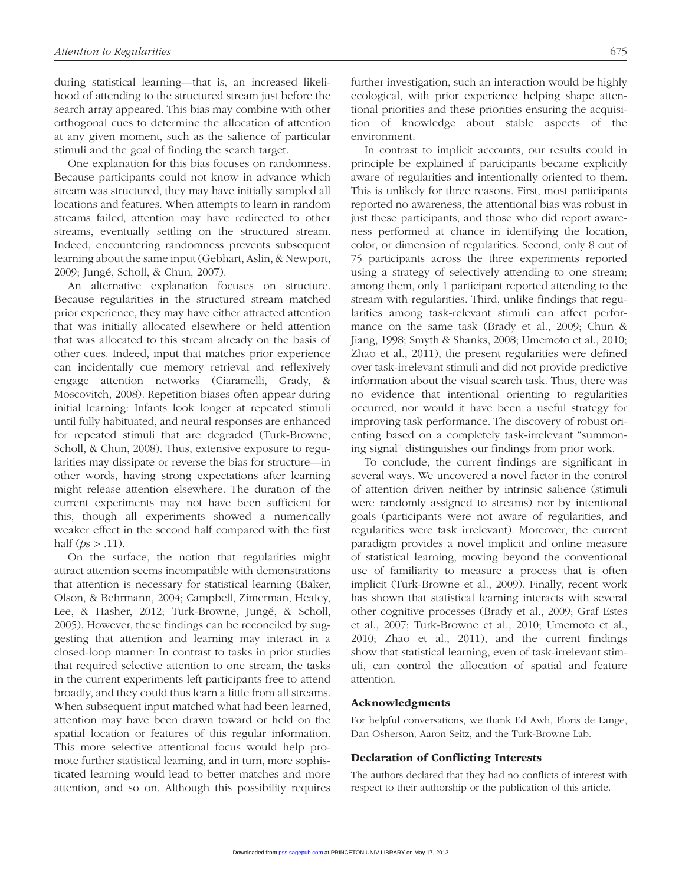during statistical learning—that is, an increased likelihood of attending to the structured stream just before the search array appeared. This bias may combine with other orthogonal cues to determine the allocation of attention at any given moment, such as the salience of particular stimuli and the goal of finding the search target.

One explanation for this bias focuses on randomness. Because participants could not know in advance which stream was structured, they may have initially sampled all locations and features. When attempts to learn in random streams failed, attention may have redirected to other streams, eventually settling on the structured stream. Indeed, encountering randomness prevents subsequent learning about the same input (Gebhart, Aslin, & Newport, 2009; Jungé, Scholl, & Chun, 2007).

An alternative explanation focuses on structure. Because regularities in the structured stream matched prior experience, they may have either attracted attention that was initially allocated elsewhere or held attention that was allocated to this stream already on the basis of other cues. Indeed, input that matches prior experience can incidentally cue memory retrieval and reflexively engage attention networks (Ciaramelli, Grady, & Moscovitch, 2008). Repetition biases often appear during initial learning: Infants look longer at repeated stimuli until fully habituated, and neural responses are enhanced for repeated stimuli that are degraded (Turk-Browne, Scholl, & Chun, 2008). Thus, extensive exposure to regularities may dissipate or reverse the bias for structure—in other words, having strong expectations after learning might release attention elsewhere. The duration of the current experiments may not have been sufficient for this, though all experiments showed a numerically weaker effect in the second half compared with the first half ($p$s > .11).

On the surface, the notion that regularities might attract attention seems incompatible with demonstrations that attention is necessary for statistical learning (Baker, Olson, & Behrmann, 2004; Campbell, Zimerman, Healey, Lee, & Hasher, 2012; Turk-Browne, Jungé, & Scholl, 2005). However, these findings can be reconciled by suggesting that attention and learning may interact in a closed-loop manner: In contrast to tasks in prior studies that required selective attention to one stream, the tasks in the current experiments left participants free to attend broadly, and they could thus learn a little from all streams. When subsequent input matched what had been learned, attention may have been drawn toward or held on the spatial location or features of this regular information. This more selective attentional focus would help promote further statistical learning, and in turn, more sophisticated learning would lead to better matches and more attention, and so on. Although this possibility requires further investigation, such an interaction would be highly ecological, with prior experience helping shape attentional priorities and these priorities ensuring the acquisition of knowledge about stable aspects of the environment.

In contrast to implicit accounts, our results could in principle be explained if participants became explicitly aware of regularities and intentionally oriented to them. This is unlikely for three reasons. First, most participants reported no awareness, the attentional bias was robust in just these participants, and those who did report awareness performed at chance in identifying the location, color, or dimension of regularities. Second, only 8 out of 75 participants across the three experiments reported using a strategy of selectively attending to one stream; among them, only 1 participant reported attending to the stream with regularities. Third, unlike findings that regularities among task-relevant stimuli can affect performance on the same task (Brady et al., 2009; Chun & Jiang, 1998; Smyth & Shanks, 2008; Umemoto et al., 2010; Zhao et al., 2011), the present regularities were defined over task-irrelevant stimuli and did not provide predictive information about the visual search task. Thus, there was no evidence that intentional orienting to regularities occurred, nor would it have been a useful strategy for improving task performance. The discovery of robust orienting based on a completely task-irrelevant "summoning signal" distinguishes our findings from prior work.

To conclude, the current findings are significant in several ways. We uncovered a novel factor in the control of attention driven neither by intrinsic salience (stimuli were randomly assigned to streams) nor by intentional goals (participants were not aware of regularities, and regularities were task irrelevant). Moreover, the current paradigm provides a novel implicit and online measure of statistical learning, moving beyond the conventional use of familiarity to measure a process that is often implicit (Turk-Browne et al., 2009). Finally, recent work has shown that statistical learning interacts with several other cognitive processes (Brady et al., 2009; Graf Estes et al., 2007; Turk-Browne et al., 2010; Umemoto et al., 2010; Zhao et al., 2011), and the current findings show that statistical learning, even of task-irrelevant stimuli, can control the allocation of spatial and feature attention.

## Acknowledgments

For helpful conversations, we thank Ed Awh, Floris de Lange, Dan Osherson, Aaron Seitz, and the Turk-Browne Lab.

## Declaration of Conflicting Interests

The authors declared that they had no conflicts of interest with respect to their authorship or the publication of this article.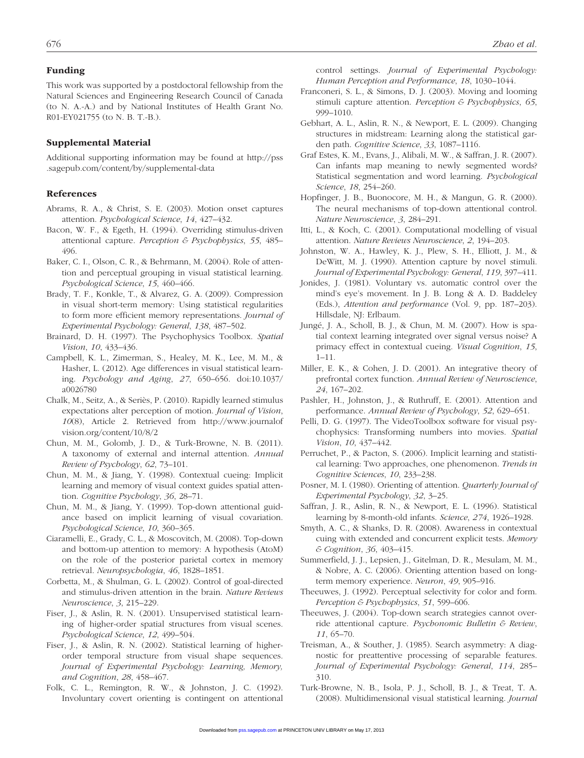## Funding

This work was supported by a postdoctoral fellowship from the Natural Sciences and Engineering Research Council of Canada (to N. A.-A.) and by National Institutes of Health Grant No. R01-EY021755 (to N. B. T.-B.).

## Supplemental Material

Additional supporting information may be found at http://pss.sagepub.com/content/by/supplemental-data

## References

Abrams, R. A., & Christ, S. E. (2003). Motion onset captures attention. *Psychological Science*, *14*, 427–432.

Bacon, W. F., & Egeth, H. (1994). Overriding stimulus-driven attentional capture. *Perception & Psychophysics*, *55*, 485–496.

Baker, C. I., Olson, C. R., & Behrmann, M. (2004). Role of attention and perceptual grouping in visual statistical learning. *Psychological Science*, *15*, 460–466.

Brady, T. F., Konkle, T., & Alvarez, G. A. (2009). Compression in visual short-term memory: Using statistical regularities to form more efficient memory representations. *Journal of Experimental Psychology: General*, *138*, 487–502.

Brainard, D. H. (1997). The Psychophysics Toolbox. *Spatial Vision*, *10*, 433–436.

Campbell, K. L., Zimerman, S., Healey, M. K., Lee, M. M., & Hasher, L. (2012). Age differences in visual statistical learning. *Psychology and Aging*, *27*, 650–656. doi:10.1037/a0026780

Chalk, M., Seitz, A., & Seriès, P. (2010). Rapidly learned stimulus expectations alter perception of motion. *Journal of Vision*, *10*(8), Article 2. Retrieved from http://www.journalofvision.org/content/10/8/2

Chun, M. M., Golomb, J. D., & Turk-Browne, N. B. (2011). A taxonomy of external and internal attention. *Annual Review of Psychology*, *62*, 73–101.

Chun, M. M., & Jiang, Y. (1998). Contextual cueing: Implicit learning and memory of visual context guides spatial attention. *Cognitive Psychology*, *36*, 28–71.

Chun, M. M., & Jiang, Y. (1999). Top-down attentional guidance based on implicit learning of visual covariation. *Psychological Science*, *10*, 360–365.

Ciaramelli, E., Grady, C. L., & Moscovitch, M. (2008). Top-down and bottom-up attention to memory: A hypothesis (AtoM) on the role of the posterior parietal cortex in memory retrieval. *Neuropsychologia*, *46*, 1828–1851.

Corbetta, M., & Shulman, G. L. (2002). Control of goal-directed and stimulus-driven attention in the brain. *Nature Reviews Neuroscience*, *3*, 215–229.

Fiser, J., & Aslin, R. N. (2001). Unsupervised statistical learning of higher-order spatial structures from visual scenes. *Psychological Science*, *12*, 499–504.

Fiser, J., & Aslin, R. N. (2002). Statistical learning of higher-order temporal structure from visual shape sequences. *Journal of Experimental Psychology: Learning, Memory, and Cognition*, *28*, 458–467.

Folk, C. L., Remington, R. W., & Johnston, J. C. (1992). Involuntary covert orienting is contingent on attentional control settings. *Journal of Experimental Psychology: Human Perception and Performance*, *18*, 1030–1044.

Franconeri, S. L., & Simons, D. J. (2003). Moving and looming stimuli capture attention. *Perception & Psychophysics*, *65*, 999–1010.

Gebhart, A. L., Aslin, R. N., & Newport, E. L. (2009). Changing structures in midstream: Learning along the statistical garden path. *Cognitive Science*, *33*, 1087–1116.

Graf Estes, K. M., Evans, J., Alibali, M. W., & Saffran, J. R. (2007). Can infants map meaning to newly segmented words? Statistical segmentation and word learning. *Psychological Science*, *18*, 254–260.

Hopfinger, J. B., Buonocore, M. H., & Mangun, G. R. (2000). The neural mechanisms of top-down attentional control. *Nature Neuroscience*, *3*, 284–291.

Itti, L., & Koch, C. (2001). Computational modelling of visual attention. *Nature Reviews Neuroscience*, *2*, 194–203.

Johnston, W. A., Hawley, K. J., Plew, S. H., Elliott, J. M., & DeWitt, M. J. (1990). Attention capture by novel stimuli. *Journal of Experimental Psychology: General*, *119*, 397–411.

Jonides, J. (1981). Voluntary vs. automatic control over the mind's eye's movement. In J. B. Long & A. D. Baddeley (Eds.), *Attention and performance* (Vol. 9, pp. 187–203). Hillsdale, NJ: Erlbaum.

Jungé, J. A., Scholl, B. J., & Chun, M. M. (2007). How is spatial context learning integrated over signal versus noise? A primacy effect in contextual cueing. *Visual Cognition*, *15*, 1–11.

Miller, E. K., & Cohen, J. D. (2001). An integrative theory of prefrontal cortex function. *Annual Review of Neuroscience*, *24*, 167–202.

Pashler, H., Johnston, J., & Ruthruff, E. (2001). Attention and performance. *Annual Review of Psychology*, *52*, 629–651.

Pelli, D. G. (1997). The VideoToolbox software for visual psychophysics: Transforming numbers into movies. *Spatial Vision*, *10*, 437–442.

Perruchet, P., & Pacton, S. (2006). Implicit learning and statistical learning: Two approaches, one phenomenon. *Trends in Cognitive Sciences*, *10*, 233–238.

Posner, M. I. (1980). Orienting of attention. *Quarterly Journal of Experimental Psychology*, *32*, 3–25.

Saffran, J. R., Aslin, R. N., & Newport, E. L. (1996). Statistical learning by 8-month-old infants. *Science*, *274*, 1926–1928.

Smyth, A. C., & Shanks, D. R. (2008). Awareness in contextual cuing with extended and concurrent explicit tests. *Memory & Cognition*, *36*, 403–415.

Summerfield, J. J., Lepsien, J., Gitelman, D. R., Mesulam, M. M., & Nobre, A. C. (2006). Orienting attention based on long-term memory experience. *Neuron*, *49*, 905–916.

Theeuwes, J. (1992). Perceptual selectivity for color and form. *Perception & Psychophysics*, *51*, 599–606.

Theeuwes, J. (2004). Top-down search strategies cannot override attentional capture. *Psychonomic Bulletin & Review*, *11*, 65–70.

Treisman, A., & Souther, J. (1985). Search asymmetry: A diagnostic for preattentive processing of separable features. *Journal of Experimental Psychology: General*, *114*, 285–310.

Turk-Browne, N. B., Isola, P. J., Scholl, B. J., & Treat, T. A. (2008). Multidimensional visual statistical learning. *Journal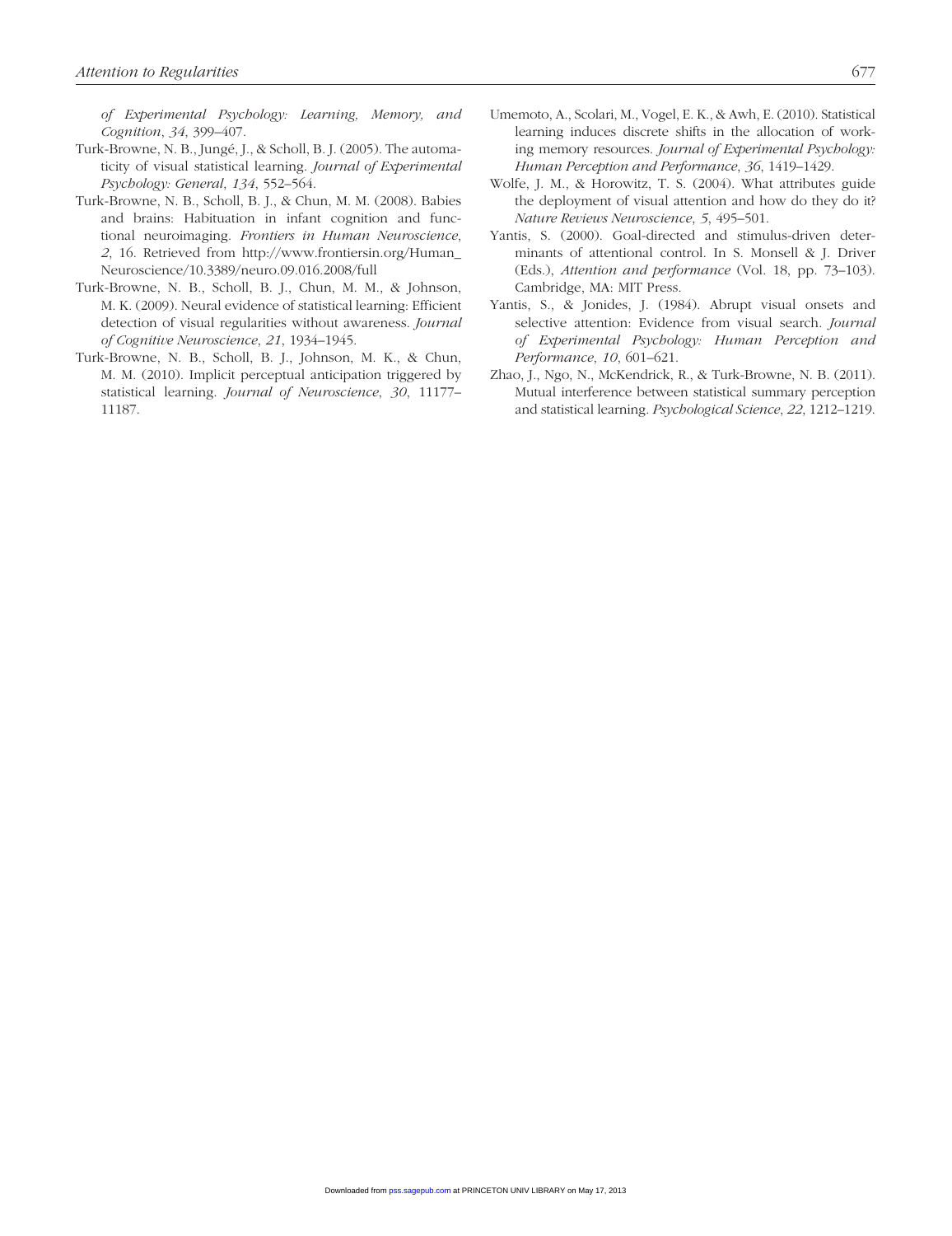*of Experimental Psychology: Learning, Memory, and Cognition*, *34*, 399–407.

Turk-Browne, N. B., Jungé, J., & Scholl, B. J. (2005). The automaticity of visual statistical learning. *Journal of Experimental Psychology: General*, *134*, 552–564.

Turk-Browne, N. B., Scholl, B. J., & Chun, M. M. (2008). Babies and brains: Habituation in infant cognition and functional neuroimaging. *Frontiers in Human Neuroscience*, *2*, 16. Retrieved from http://www.frontiersin.org/Human_Neuroscience/10.3389/neuro.09.016.2008/full

Turk-Browne, N. B., Scholl, B. J., Chun, M. M., & Johnson, M. K. (2009). Neural evidence of statistical learning: Efficient detection of visual regularities without awareness. *Journal of Cognitive Neuroscience*, *21*, 1934–1945.

Turk-Browne, N. B., Scholl, B. J., Johnson, M. K., & Chun, M. M. (2010). Implicit perceptual anticipation triggered by statistical learning. *Journal of Neuroscience*, *30*, 11177–11187.

Umemoto, A., Scolari, M., Vogel, E. K., & Awh, E. (2010). Statistical learning induces discrete shifts in the allocation of working memory resources. *Journal of Experimental Psychology: Human Perception and Performance*, *36*, 1419–1429.

Wolfe, J. M., & Horowitz, T. S. (2004). What attributes guide the deployment of visual attention and how do they do it? *Nature Reviews Neuroscience*, *5*, 495–501.

Yantis, S. (2000). Goal-directed and stimulus-driven determinants of attentional control. In S. Monsell & J. Driver (Eds.), *Attention and performance* (Vol. 18, pp. 73–103). Cambridge, MA: MIT Press.

Yantis, S., & Jonides, J. (1984). Abrupt visual onsets and selective attention: Evidence from visual search. *Journal of Experimental Psychology: Human Perception and Performance*, *10*, 601–621.

Zhao, J., Ngo, N., McKendrick, R., & Turk-Browne, N. B. (2011). Mutual interference between statistical summary perception and statistical learning. *Psychological Science*, *22*, 1212–1219.